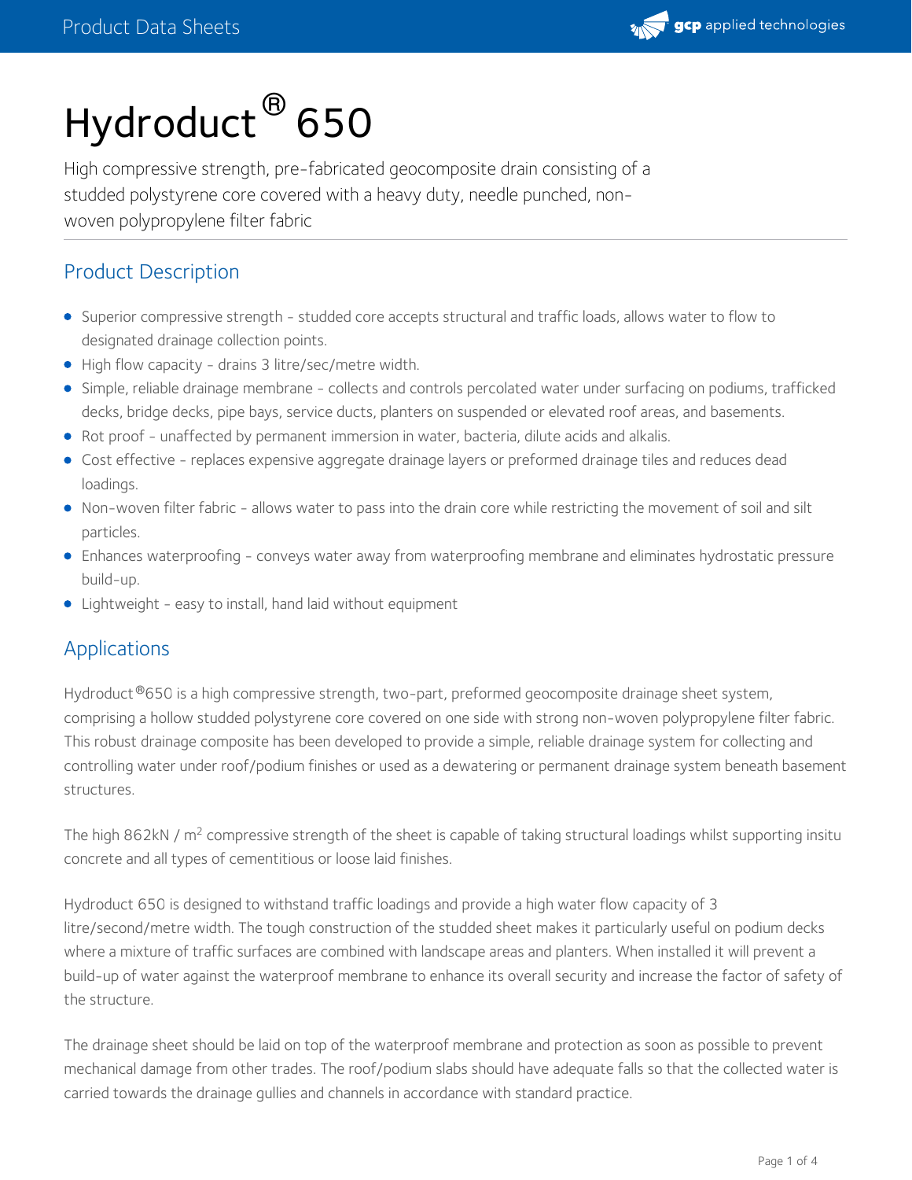# Hydroduct® 650

High compressive strength, pre-fabricated geocomposite drain consisting of a studded polystyrene core covered with a heavy duty, needle punched, non-woven polypropylene filter fabric

## Product Description

- Superior compressive strength - studded core accepts structural and traffic loads, allows water to flow to designated drainage collection points.
- High flow capacity - drains 3 litre/sec/metre width.
- Simple, reliable drainage membrane - collects and controls percolated water under surfacing on podiums, trafficked decks, bridge decks, pipe bays, service ducts, planters on suspended or elevated roof areas, and basements.
- Rot proof - unaffected by permanent immersion in water, bacteria, dilute acids and alkalis.
- Cost effective - replaces expensive aggregate drainage layers or preformed drainage tiles and reduces dead loadings.
- Non-woven filter fabric - allows water to pass into the drain core while restricting the movement of soil and silt particles.
- Enhances waterproofing - conveys water away from waterproofing membrane and eliminates hydrostatic pressure build-up.
- Lightweight - easy to install, hand laid without equipment

## Applications

Hydroduct®650 is a high compressive strength, two-part, preformed geocomposite drainage sheet system, comprising a hollow studded polystyrene core covered on one side with strong non-woven polypropylene filter fabric. This robust drainage composite has been developed to provide a simple, reliable drainage system for collecting and controlling water under roof/podium finishes or used as a dewatering or permanent drainage system beneath basement structures.

The high 862kN / m$^2$ compressive strength of the sheet is capable of taking structural loadings whilst supporting insitu concrete and all types of cementitious or loose laid finishes.

Hydroduct 650 is designed to withstand traffic loadings and provide a high water flow capacity of 3 litre/second/metre width. The tough construction of the studded sheet makes it particularly useful on podium decks where a mixture of traffic surfaces are combined with landscape areas and planters. When installed it will prevent a build-up of water against the waterproof membrane to enhance its overall security and increase the factor of safety of the structure.

The drainage sheet should be laid on top of the waterproof membrane and protection as soon as possible to prevent mechanical damage from other trades. The roof/podium slabs should have adequate falls so that the collected water is carried towards the drainage gullies and channels in accordance with standard practice.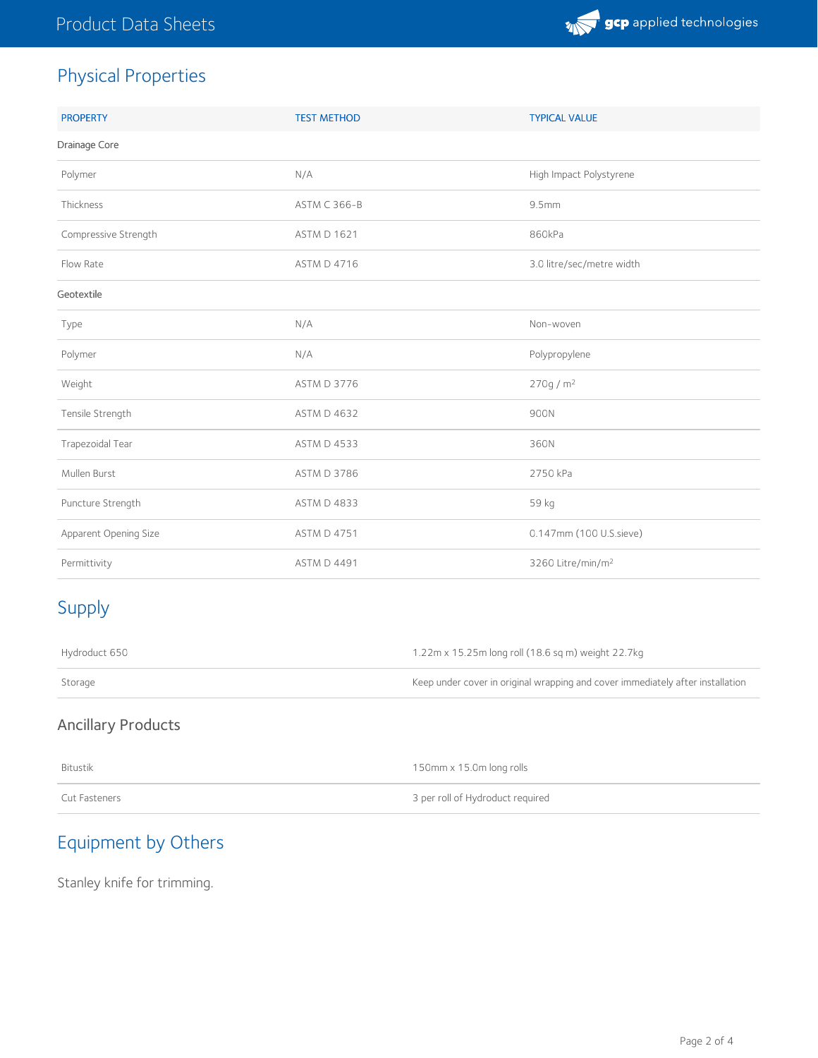## Physical Properties

| PROPERTY | TEST METHOD | TYPICAL VALUE |
|---|---|---|
| **Drainage Core** | | |
| Polymer | N/A | High Impact Polystyrene |
| Thickness | ASTM C 366-B | 9.5mm |
| Compressive Strength | ASTM D 1621 | 860kPa |
| Flow Rate | ASTM D 4716 | 3.0 litre/sec/metre width |
| **Geotextile** | | |
| Type | N/A | Non-woven |
| Polymer | N/A | Polypropylene |
| Weight | ASTM D 3776 | 270g / $m^2$ |
| Tensile Strength | ASTM D 4632 | 900N |
| Trapezoidal Tear | ASTM D 4533 | 360N |
| Mullen Burst | ASTM D 3786 | 2750 kPa |
| Puncture Strength | ASTM D 4833 | 59 kg |
| Apparent Opening Size | ASTM D 4751 | 0.147mm (100 U.S.sieve) |
| Permittivity | ASTM D 4491 | 3260 Litre/min/$m^2$ |

## Supply

| | |
|---|---|
| Hydroduct 650 | 1.22m x 15.25m long roll (18.6 sq m) weight 22.7kg |
| Storage | Keep under cover in original wrapping and cover immediately after installation |

### Ancillary Products

| | |
|---|---|
| Bitustik | 150mm x 15.0m long rolls |
| Cut Fasteners | 3 per roll of Hydroduct required |

## Equipment by Others

Stanley knife for trimming.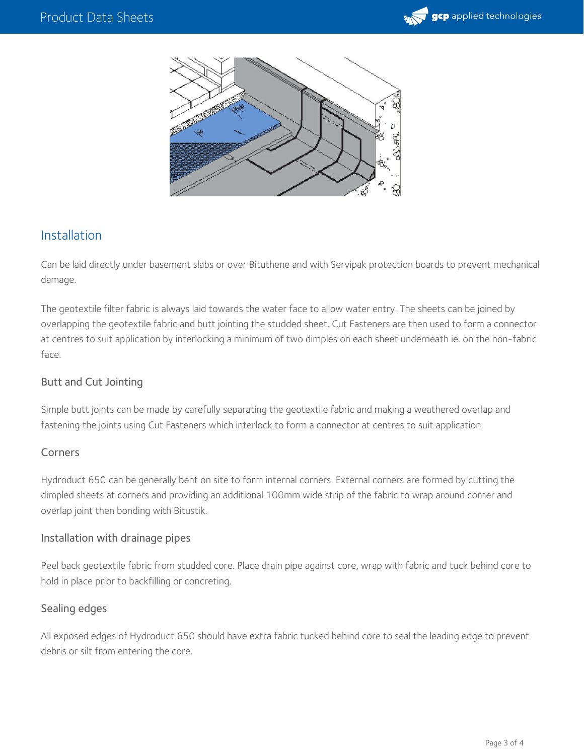## Installation

Can be laid directly under basement slabs or over Bituthene and with Servipak protection boards to prevent mechanical damage.

The geotextile filter fabric is always laid towards the water face to allow water entry. The sheets can be joined by overlapping the geotextile fabric and butt jointing the studded sheet. Cut Fasteners are then used to form a connector at centres to suit application by interlocking a minimum of two dimples on each sheet underneath ie. on the non-fabric face.

### Butt and Cut Jointing

Simple butt joints can be made by carefully separating the geotextile fabric and making a weathered overlap and fastening the joints using Cut Fasteners which interlock to form a connector at centres to suit application.

### Corners

Hydroduct 650 can be generally bent on site to form internal corners. External corners are formed by cutting the dimpled sheets at corners and providing an additional 100mm wide strip of the fabric to wrap around corner and overlap joint then bonding with Bitustik.

### Installation with drainage pipes

Peel back geotextile fabric from studded core. Place drain pipe against core, wrap with fabric and tuck behind core to hold in place prior to backfilling or concreting.

### Sealing edges

All exposed edges of Hydroduct 650 should have extra fabric tucked behind core to seal the leading edge to prevent debris or silt from entering the core.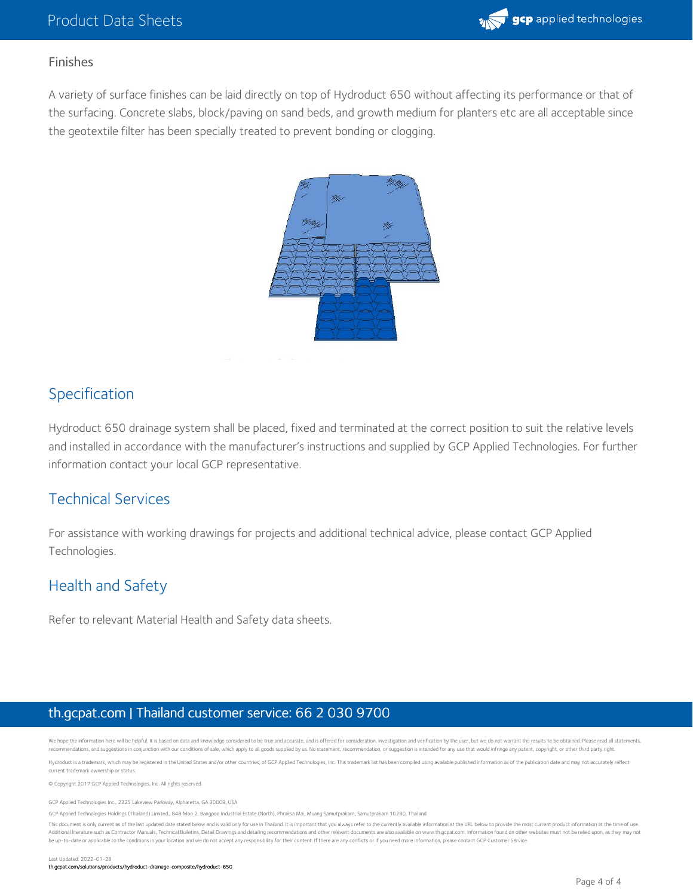Finishes

A variety of surface finishes can be laid directly on top of Hydroduct 650 without affecting its performance or that of the surfacing. Concrete slabs, block/paving on sand beds, and growth medium for planters etc are all acceptable since the geotextile filter has been specially treated to prevent bonding or clogging.

## Specification

Hydroduct 650 drainage system shall be placed, fixed and terminated at the correct position to suit the relative levels and installed in accordance with the manufacturer's instructions and supplied by GCP Applied Technologies. For further information contact your local GCP representative.

## Technical Services

For assistance with working drawings for projects and additional technical advice, please contact GCP Applied Technologies.

## Health and Safety

Refer to relevant Material Health and Safety data sheets.

th.gcpat.com | Thailand customer service: 66 2 030 9700

We hope the information here will be helpful. It is based on data and knowledge considered to be true and accurate, and is offered for consideration, investigation and verification by the user, but we do not warrant the results to be obtained. Please read all statements, recommendations, and suggestions in conjunction with our conditions of sale, which apply to all goods supplied by us. No statement, recommendation, or suggestion is intended for any use that would infringe any patent, copyright, or other third party right.

Hydroduct is a trademark, which may be registered in the United States and/or other countries, of GCP Applied Technologies, Inc. This trademark list has been compiled using available published information as of the publication date and may not accurately reflect current trademark ownership or status.

© Copyright 2017 GCP Applied Technologies, Inc. All rights reserved.

GCP Applied Technologies Inc., 2325 Lakeview Parkway, Alpharetta, GA 30009, USA

GCP Applied Technologies Holdings (Thailand) Limited., 848 Moo 2, Bangpoo Industrial Estate (North), Phraksa Mai, Muang Samutprakarn, Samutprakarn 10280, Thailand

This document is only current as of the last updated date stated below and is valid only for use in Thailand. It is important that you always refer to the currently available information at the URL below to provide the most current product information at the time of use. Additional literature such as Contractor Manuals, Technical Bulletins, Detail Drawings and detailing recommendations and other relevant documents are also available on www.th.gcpat.com. Information found on other websites must not be relied upon, as they may not be up-to-date or applicable to the conditions in your location and we do not accept any responsibility for their content. If there are any conflicts or if you need more information, please contact GCP Customer Service.

Last Updated: 2022-01-28
th.gcpat.com/solutions/products/hydroduct-drainage-composite/hydroduct-650